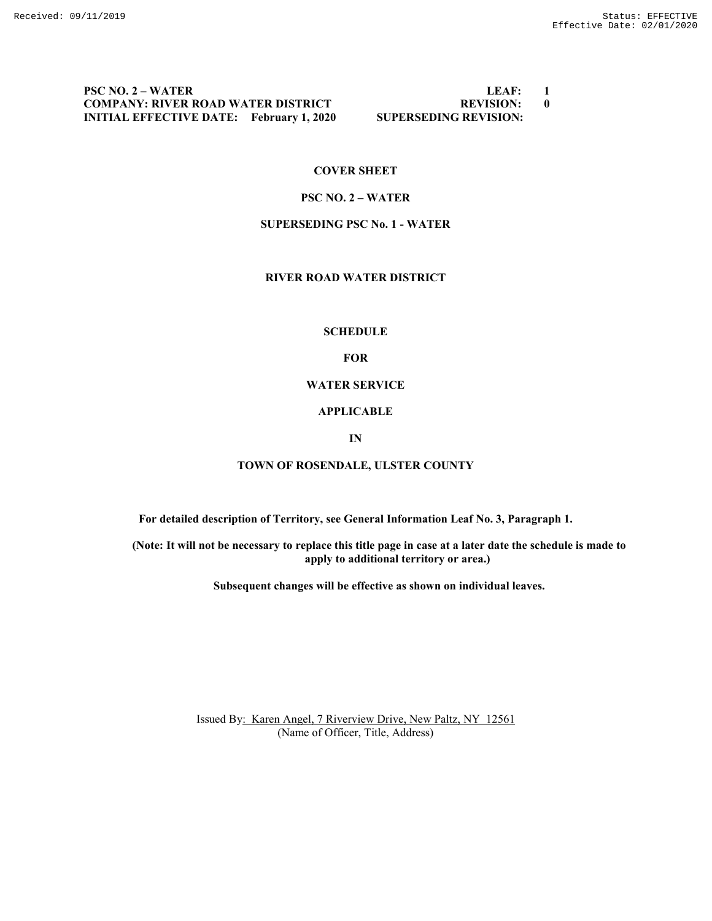**PSC NO. 2 – WATER** **LEAF: 1**
**COMPANY: RIVER ROAD WATER DISTRICT** **REVISION: 0**
**INITIAL EFFECTIVE DATE: February 1, 2020** **SUPERSEDING REVISION:**

**COVER SHEET**

**PSC NO. 2 – WATER**

**SUPERSEDING PSC No. 1 - WATER**

**RIVER ROAD WATER DISTRICT**

**SCHEDULE**

**FOR**

**WATER SERVICE**

**APPLICABLE**

**IN**

**TOWN OF ROSENDALE, ULSTER COUNTY**

**For detailed description of Territory, see General Information Leaf No. 3, Paragraph 1.**

**(Note: It will not be necessary to replace this title page in case at a later date the schedule is made to apply to additional territory or area.)**

**Subsequent changes will be effective as shown on individual leaves.**

Issued By: Karen Angel, 7 Riverview Drive, New Paltz, NY 12561
(Name of Officer, Title, Address)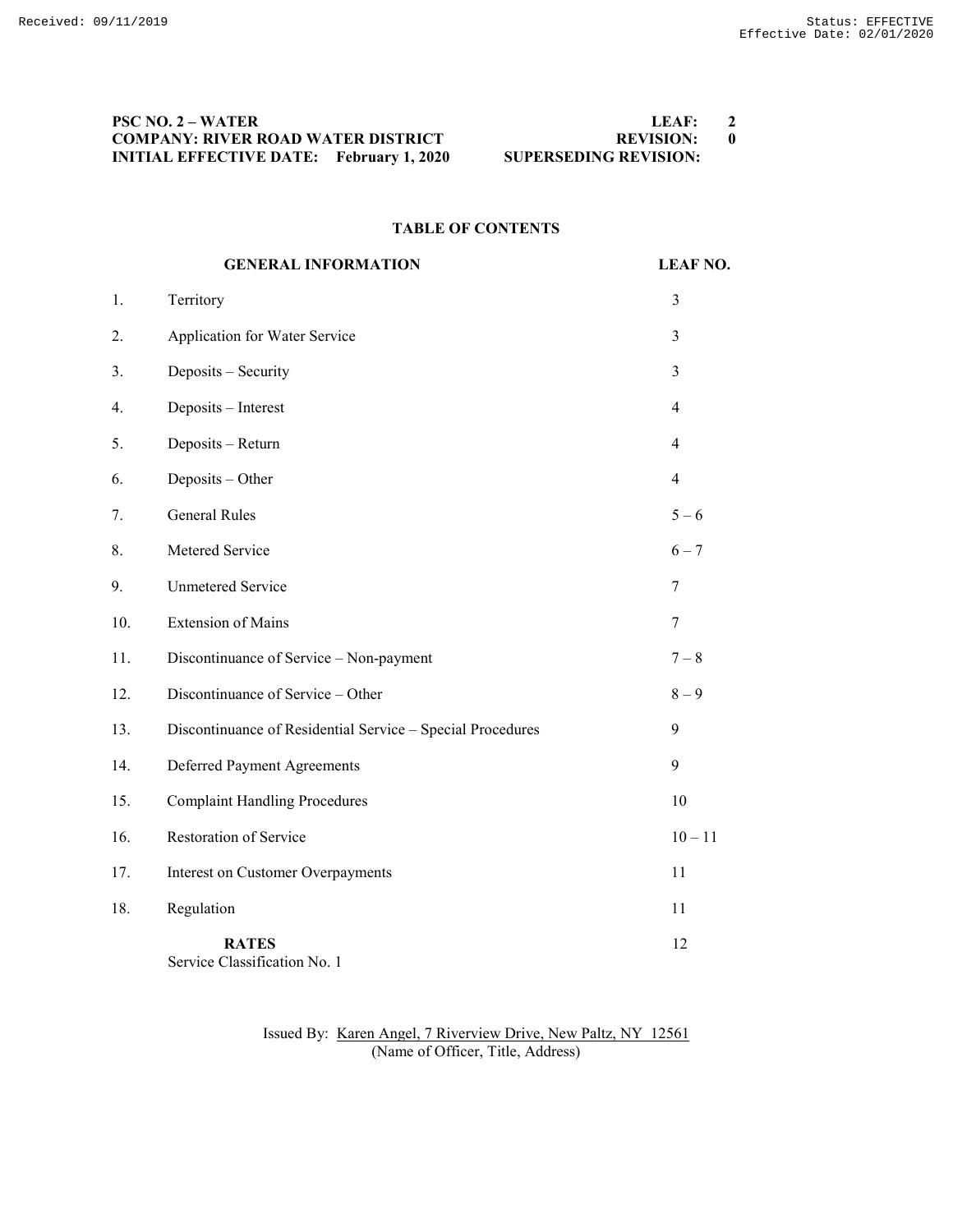**PSC NO. 2 – WATER** **LEAF: 2**
**COMPANY: RIVER ROAD WATER DISTRICT** **REVISION: 0**
**INITIAL EFFECTIVE DATE: February 1, 2020** **SUPERSEDING REVISION:**

## TABLE OF CONTENTS

| | **GENERAL INFORMATION** | **LEAF NO.** |
|---|---|---|
| 1. | Territory | 3 |
| 2. | Application for Water Service | 3 |
| 3. | Deposits – Security | 3 |
| 4. | Deposits – Interest | 4 |
| 5. | Deposits – Return | 4 |
| 6. | Deposits – Other | 4 |
| 7. | General Rules | 5 – 6 |
| 8. | Metered Service | 6 – 7 |
| 9. | Unmetered Service | 7 |
| 10. | Extension of Mains | 7 |
| 11. | Discontinuance of Service – Non-payment | 7 – 8 |
| 12. | Discontinuance of Service – Other | 8 – 9 |
| 13. | Discontinuance of Residential Service – Special Procedures | 9 |
| 14. | Deferred Payment Agreements | 9 |
| 15. | Complaint Handling Procedures | 10 |
| 16. | Restoration of Service | 10 – 11 |
| 17. | Interest on Customer Overpayments | 11 |
| 18. | Regulation | 11 |
| | **RATES**<br>Service Classification No. 1 | 12 |

Issued By: Karen Angel, 7 Riverview Drive, New Paltz, NY 12561
(Name of Officer, Title, Address)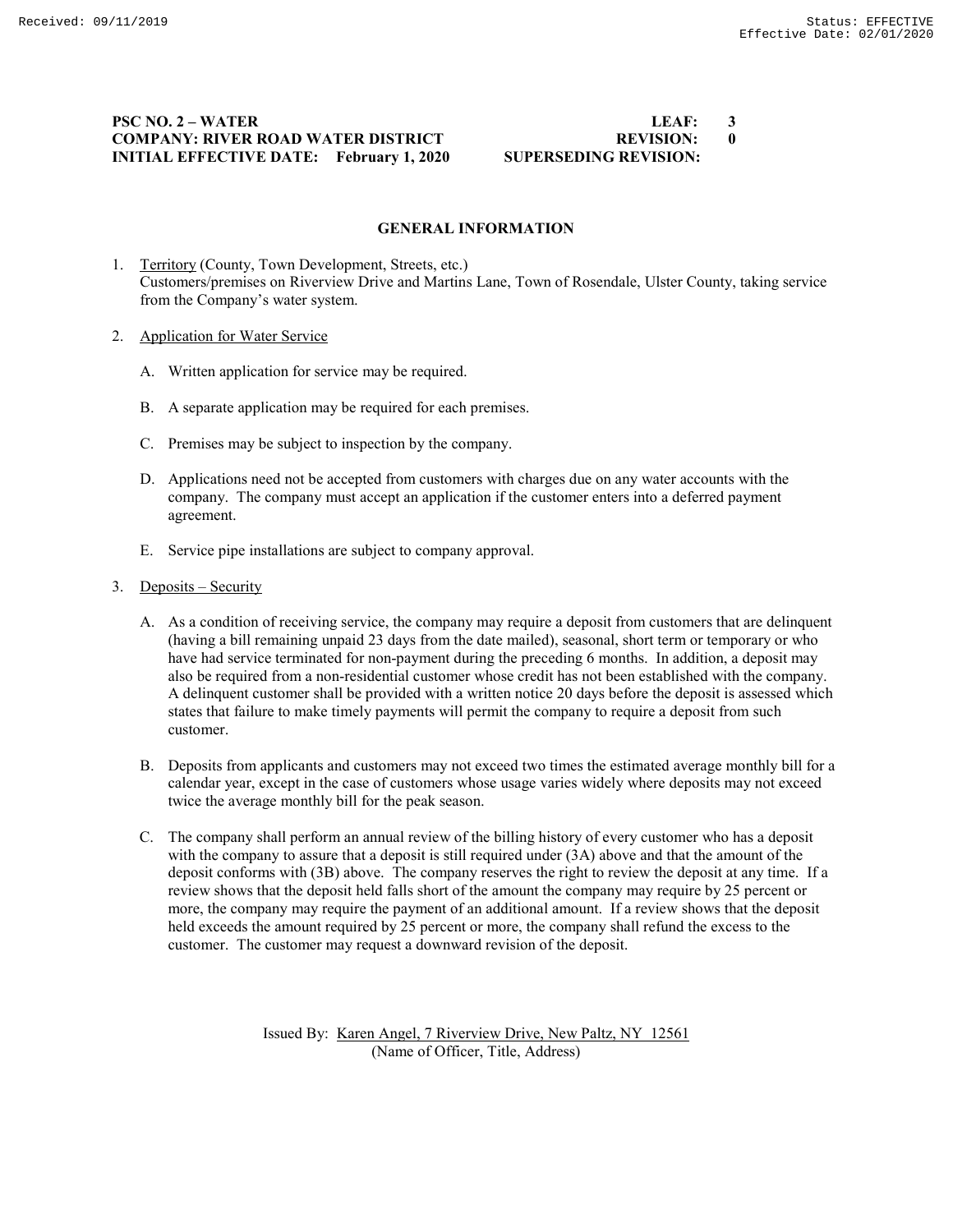**PSC NO. 2 – WATER** | **LEAF: 3**
**COMPANY: RIVER ROAD WATER DISTRICT** | **REVISION: 0**
**INITIAL EFFECTIVE DATE: February 1, 2020** | **SUPERSEDING REVISION:**

## GENERAL INFORMATION

1. Territory (County, Town Development, Streets, etc.)
   Customers/premises on Riverview Drive and Martins Lane, Town of Rosendale, Ulster County, taking service from the Company's water system.

2. Application for Water Service

   A. Written application for service may be required.

   B. A separate application may be required for each premises.

   C. Premises may be subject to inspection by the company.

   D. Applications need not be accepted from customers with charges due on any water accounts with the company. The company must accept an application if the customer enters into a deferred payment agreement.

   E. Service pipe installations are subject to company approval.

3. Deposits – Security

   A. As a condition of receiving service, the company may require a deposit from customers that are delinquent (having a bill remaining unpaid 23 days from the date mailed), seasonal, short term or temporary or who have had service terminated for non-payment during the preceding 6 months. In addition, a deposit may also be required from a non-residential customer whose credit has not been established with the company. A delinquent customer shall be provided with a written notice 20 days before the deposit is assessed which states that failure to make timely payments will permit the company to require a deposit from such customer.

   B. Deposits from applicants and customers may not exceed two times the estimated average monthly bill for a calendar year, except in the case of customers whose usage varies widely where deposits may not exceed twice the average monthly bill for the peak season.

   C. The company shall perform an annual review of the billing history of every customer who has a deposit with the company to assure that a deposit is still required under (3A) above and that the amount of the deposit conforms with (3B) above. The company reserves the right to review the deposit at any time. If a review shows that the deposit held falls short of the amount the company may require by 25 percent or more, the company may require the payment of an additional amount. If a review shows that the deposit held exceeds the amount required by 25 percent or more, the company shall refund the excess to the customer. The customer may request a downward revision of the deposit.

Issued By: Karen Angel, 7 Riverview Drive, New Paltz, NY 12561
(Name of Officer, Title, Address)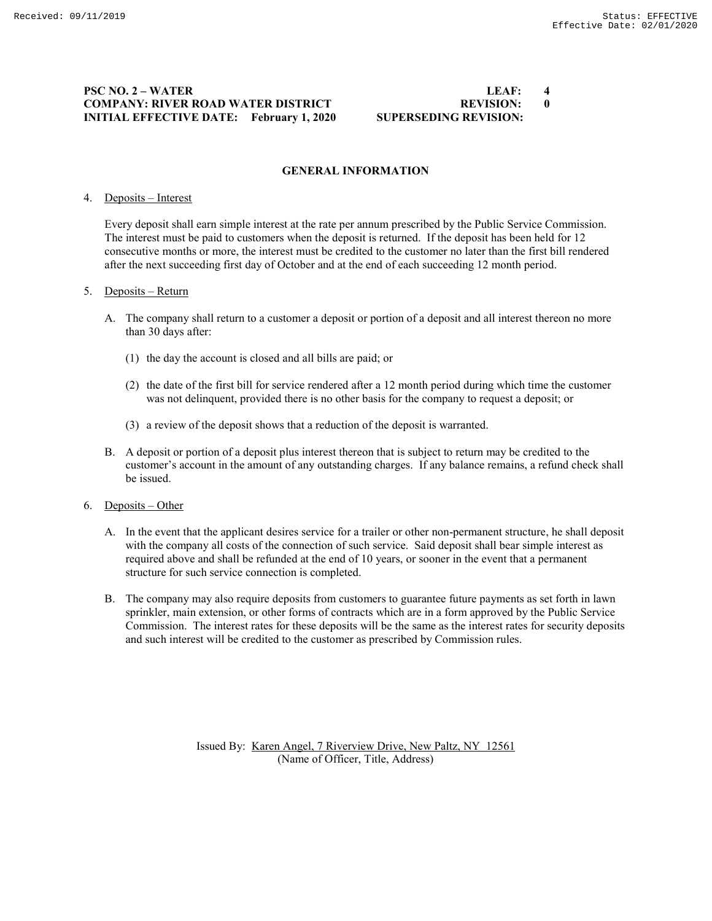**PSC NO. 2 – WATER** **LEAF: 4**
**COMPANY: RIVER ROAD WATER DISTRICT** **REVISION: 0**
**INITIAL EFFECTIVE DATE: February 1, 2020** **SUPERSEDING REVISION:**

## GENERAL INFORMATION

4. Deposits – Interest

   Every deposit shall earn simple interest at the rate per annum prescribed by the Public Service Commission. The interest must be paid to customers when the deposit is returned. If the deposit has been held for 12 consecutive months or more, the interest must be credited to the customer no later than the first bill rendered after the next succeeding first day of October and at the end of each succeeding 12 month period.

5. Deposits – Return

   A. The company shall return to a customer a deposit or portion of a deposit and all interest thereon no more than 30 days after:

      (1) the day the account is closed and all bills are paid; or

      (2) the date of the first bill for service rendered after a 12 month period during which time the customer was not delinquent, provided there is no other basis for the company to request a deposit; or

      (3) a review of the deposit shows that a reduction of the deposit is warranted.

   B. A deposit or portion of a deposit plus interest thereon that is subject to return may be credited to the customer's account in the amount of any outstanding charges. If any balance remains, a refund check shall be issued.

6. Deposits – Other

   A. In the event that the applicant desires service for a trailer or other non-permanent structure, he shall deposit with the company all costs of the connection of such service. Said deposit shall bear simple interest as required above and shall be refunded at the end of 10 years, or sooner in the event that a permanent structure for such service connection is completed.

   B. The company may also require deposits from customers to guarantee future payments as set forth in lawn sprinkler, main extension, or other forms of contracts which are in a form approved by the Public Service Commission. The interest rates for these deposits will be the same as the interest rates for security deposits and such interest will be credited to the customer as prescribed by Commission rules.

Issued By: Karen Angel, 7 Riverview Drive, New Paltz, NY 12561
(Name of Officer, Title, Address)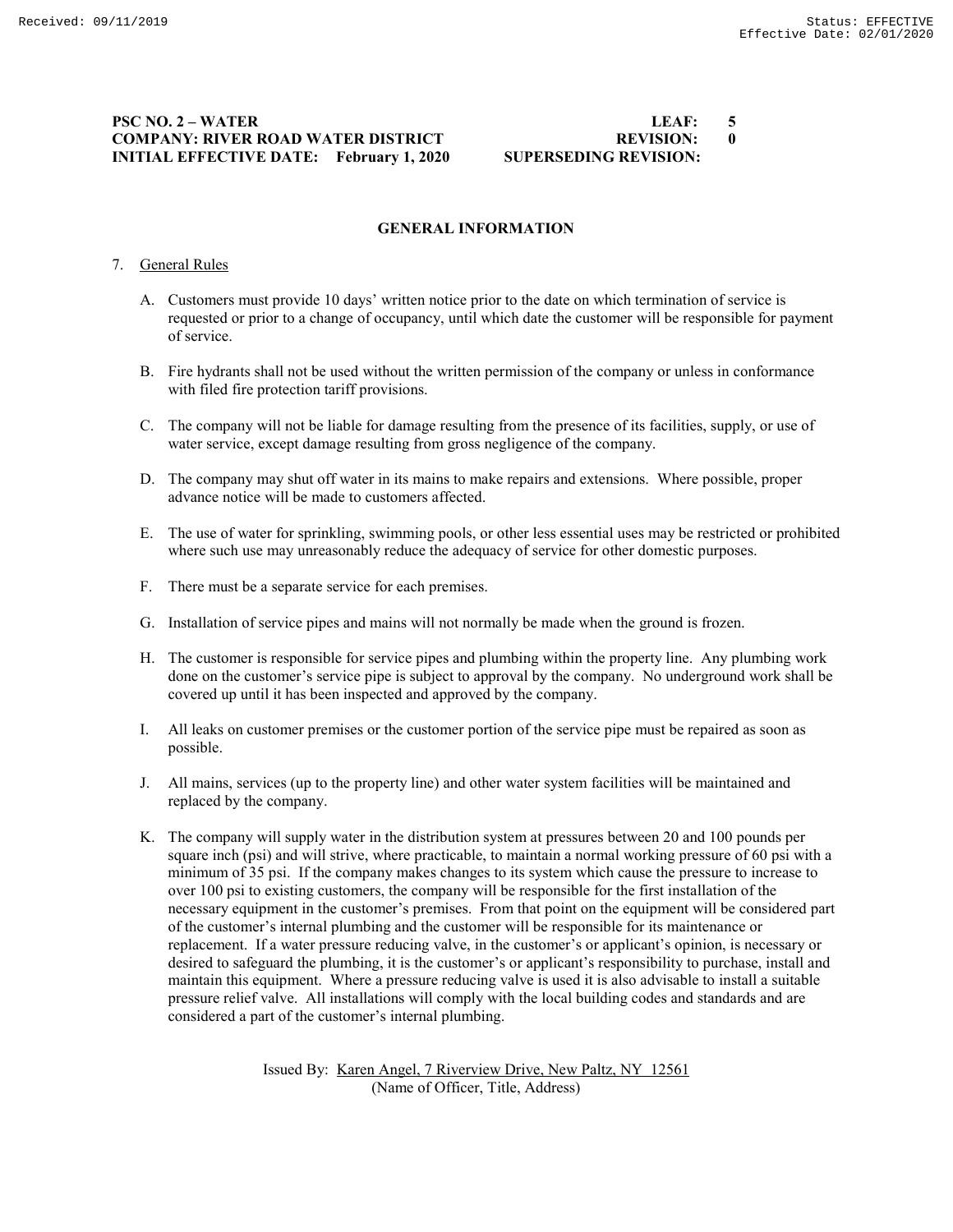**PSC NO. 2 – WATER** **LEAF: 5**
**COMPANY: RIVER ROAD WATER DISTRICT** **REVISION: 0**
**INITIAL EFFECTIVE DATE: February 1, 2020** **SUPERSEDING REVISION:**

## GENERAL INFORMATION

7. General Rules

   A. Customers must provide 10 days' written notice prior to the date on which termination of service is requested or prior to a change of occupancy, until which date the customer will be responsible for payment of service.

   B. Fire hydrants shall not be used without the written permission of the company or unless in conformance with filed fire protection tariff provisions.

   C. The company will not be liable for damage resulting from the presence of its facilities, supply, or use of water service, except damage resulting from gross negligence of the company.

   D. The company may shut off water in its mains to make repairs and extensions. Where possible, proper advance notice will be made to customers affected.

   E. The use of water for sprinkling, swimming pools, or other less essential uses may be restricted or prohibited where such use may unreasonably reduce the adequacy of service for other domestic purposes.

   F. There must be a separate service for each premises.

   G. Installation of service pipes and mains will not normally be made when the ground is frozen.

   H. The customer is responsible for service pipes and plumbing within the property line. Any plumbing work done on the customer's service pipe is subject to approval by the company. No underground work shall be covered up until it has been inspected and approved by the company.

   I. All leaks on customer premises or the customer portion of the service pipe must be repaired as soon as possible.

   J. All mains, services (up to the property line) and other water system facilities will be maintained and replaced by the company.

   K. The company will supply water in the distribution system at pressures between 20 and 100 pounds per square inch (psi) and will strive, where practicable, to maintain a normal working pressure of 60 psi with a minimum of 35 psi. If the company makes changes to its system which cause the pressure to increase to over 100 psi to existing customers, the company will be responsible for the first installation of the necessary equipment in the customer's premises. From that point on the equipment will be considered part of the customer's internal plumbing and the customer will be responsible for its maintenance or replacement. If a water pressure reducing valve, in the customer's or applicant's opinion, is necessary or desired to safeguard the plumbing, it is the customer's or applicant's responsibility to purchase, install and maintain this equipment. Where a pressure reducing valve is used it is also advisable to install a suitable pressure relief valve. All installations will comply with the local building codes and standards and are considered a part of the customer's internal plumbing.

Issued By: Karen Angel, 7 Riverview Drive, New Paltz, NY 12561
(Name of Officer, Title, Address)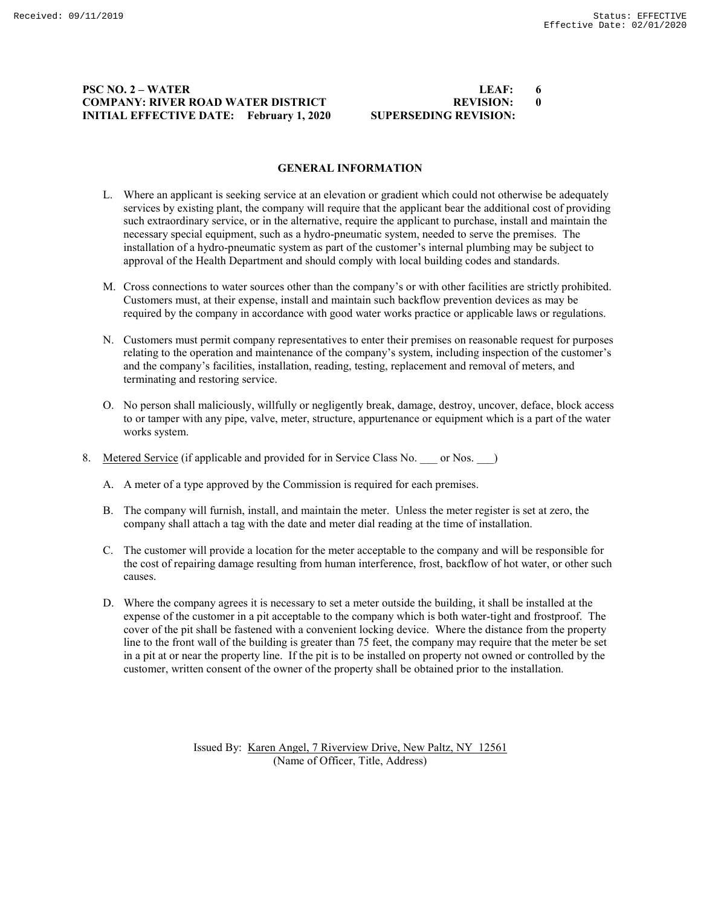PSC NO. 2 – WATER LEAF: 6
COMPANY: RIVER ROAD WATER DISTRICT REVISION: 0
INITIAL EFFECTIVE DATE: February 1, 2020 SUPERSEDING REVISION:

## GENERAL INFORMATION

L. Where an applicant is seeking service at an elevation or gradient which could not otherwise be adequately services by existing plant, the company will require that the applicant bear the additional cost of providing such extraordinary service, or in the alternative, require the applicant to purchase, install and maintain the necessary special equipment, such as a hydro-pneumatic system, needed to serve the premises. The installation of a hydro-pneumatic system as part of the customer's internal plumbing may be subject to approval of the Health Department and should comply with local building codes and standards.

M. Cross connections to water sources other than the company's or with other facilities are strictly prohibited. Customers must, at their expense, install and maintain such backflow prevention devices as may be required by the company in accordance with good water works practice or applicable laws or regulations.

N. Customers must permit company representatives to enter their premises on reasonable request for purposes relating to the operation and maintenance of the company's system, including inspection of the customer's and the company's facilities, installation, reading, testing, replacement and removal of meters, and terminating and restoring service.

O. No person shall maliciously, willfully or negligently break, damage, destroy, uncover, deface, block access to or tamper with any pipe, valve, meter, structure, appurtenance or equipment which is a part of the water works system.

8. Metered Service (if applicable and provided for in Service Class No. ___ or Nos. ___)

A. A meter of a type approved by the Commission is required for each premises.

B. The company will furnish, install, and maintain the meter. Unless the meter register is set at zero, the company shall attach a tag with the date and meter dial reading at the time of installation.

C. The customer will provide a location for the meter acceptable to the company and will be responsible for the cost of repairing damage resulting from human interference, frost, backflow of hot water, or other such causes.

D. Where the company agrees it is necessary to set a meter outside the building, it shall be installed at the expense of the customer in a pit acceptable to the company which is both water-tight and frostproof. The cover of the pit shall be fastened with a convenient locking device. Where the distance from the property line to the front wall of the building is greater than 75 feet, the company may require that the meter be set in a pit at or near the property line. If the pit is to be installed on property not owned or controlled by the customer, written consent of the owner of the property shall be obtained prior to the installation.

Issued By: Karen Angel, 7 Riverview Drive, New Paltz, NY 12561
(Name of Officer, Title, Address)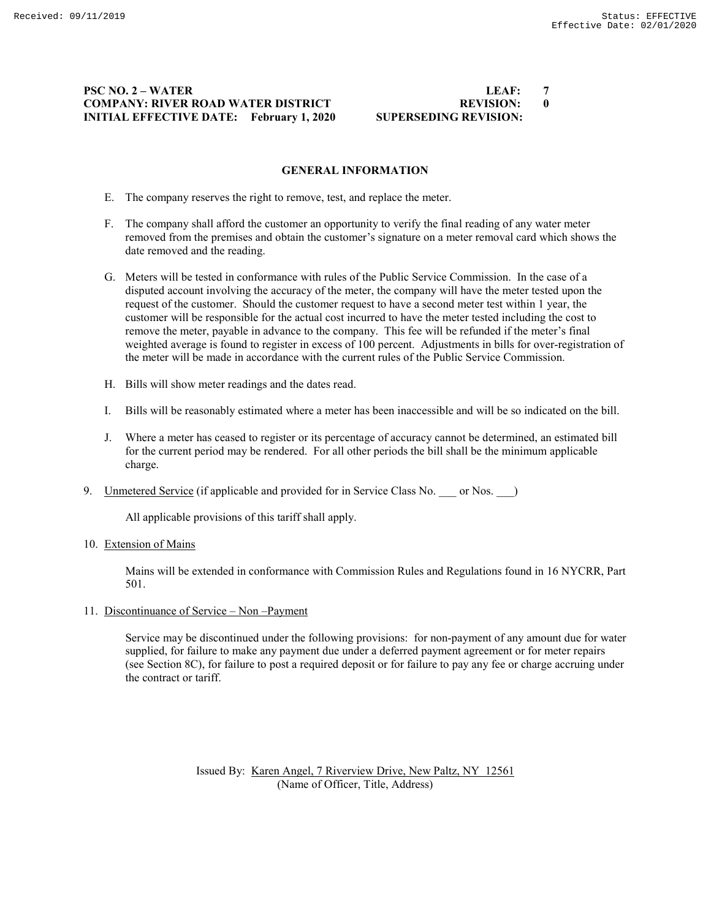**PSC NO. 2 – WATER** **LEAF: 7**
**COMPANY: RIVER ROAD WATER DISTRICT** **REVISION: 0**
**INITIAL EFFECTIVE DATE: February 1, 2020** **SUPERSEDING REVISION:**

## GENERAL INFORMATION

E. The company reserves the right to remove, test, and replace the meter.

F. The company shall afford the customer an opportunity to verify the final reading of any water meter removed from the premises and obtain the customer's signature on a meter removal card which shows the date removed and the reading.

G. Meters will be tested in conformance with rules of the Public Service Commission. In the case of a disputed account involving the accuracy of the meter, the company will have the meter tested upon the request of the customer. Should the customer request to have a second meter test within 1 year, the customer will be responsible for the actual cost incurred to have the meter tested including the cost to remove the meter, payable in advance to the company. This fee will be refunded if the meter's final weighted average is found to register in excess of 100 percent. Adjustments in bills for over-registration of the meter will be made in accordance with the current rules of the Public Service Commission.

H. Bills will show meter readings and the dates read.

I. Bills will be reasonably estimated where a meter has been inaccessible and will be so indicated on the bill.

J. Where a meter has ceased to register or its percentage of accuracy cannot be determined, an estimated bill for the current period may be rendered. For all other periods the bill shall be the minimum applicable charge.

9. Unmetered Service (if applicable and provided for in Service Class No. ___ or Nos. ___)

   All applicable provisions of this tariff shall apply.

10. Extension of Mains

    Mains will be extended in conformance with Commission Rules and Regulations found in 16 NYCRR, Part 501.

11. Discontinuance of Service – Non –Payment

    Service may be discontinued under the following provisions: for non-payment of any amount due for water supplied, for failure to make any payment due under a deferred payment agreement or for meter repairs (see Section 8C), for failure to post a required deposit or for failure to pay any fee or charge accruing under the contract or tariff.

Issued By: Karen Angel, 7 Riverview Drive, New Paltz, NY 12561
(Name of Officer, Title, Address)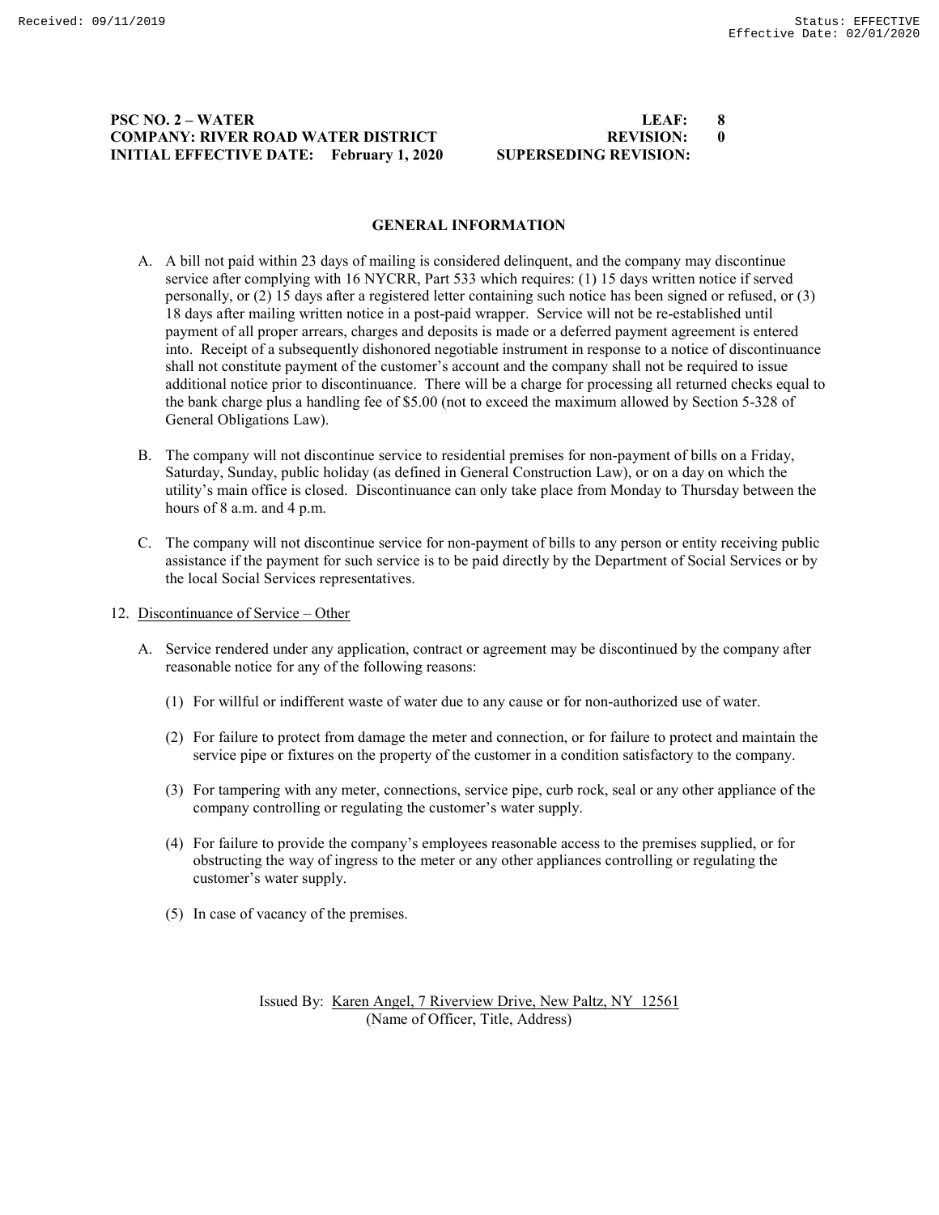**PSC NO. 2 – WATER** **LEAF: 8**
**COMPANY: RIVER ROAD WATER DISTRICT** **REVISION: 0**
**INITIAL EFFECTIVE DATE: February 1, 2020** **SUPERSEDING REVISION:**

## GENERAL INFORMATION

A. A bill not paid within 23 days of mailing is considered delinquent, and the company may discontinue service after complying with 16 NYCRR, Part 533 which requires: (1) 15 days written notice if served personally, or (2) 15 days after a registered letter containing such notice has been signed or refused, or (3) 18 days after mailing written notice in a post-paid wrapper. Service will not be re-established until payment of all proper arrears, charges and deposits is made or a deferred payment agreement is entered into. Receipt of a subsequently dishonored negotiable instrument in response to a notice of discontinuance shall not constitute payment of the customer's account and the company shall not be required to issue additional notice prior to discontinuance. There will be a charge for processing all returned checks equal to the bank charge plus a handling fee of $5.00 (not to exceed the maximum allowed by Section 5-328 of General Obligations Law).

B. The company will not discontinue service to residential premises for non-payment of bills on a Friday, Saturday, Sunday, public holiday (as defined in General Construction Law), or on a day on which the utility's main office is closed. Discontinuance can only take place from Monday to Thursday between the hours of 8 a.m. and 4 p.m.

C. The company will not discontinue service for non-payment of bills to any person or entity receiving public assistance if the payment for such service is to be paid directly by the Department of Social Services or by the local Social Services representatives.

12. Discontinuance of Service – Other

A. Service rendered under any application, contract or agreement may be discontinued by the company after reasonable notice for any of the following reasons:

(1) For willful or indifferent waste of water due to any cause or for non-authorized use of water.

(2) For failure to protect from damage the meter and connection, or for failure to protect and maintain the service pipe or fixtures on the property of the customer in a condition satisfactory to the company.

(3) For tampering with any meter, connections, service pipe, curb rock, seal or any other appliance of the company controlling or regulating the customer's water supply.

(4) For failure to provide the company's employees reasonable access to the premises supplied, or for obstructing the way of ingress to the meter or any other appliances controlling or regulating the customer's water supply.

(5) In case of vacancy of the premises.

Issued By: Karen Angel, 7 Riverview Drive, New Paltz, NY 12561
(Name of Officer, Title, Address)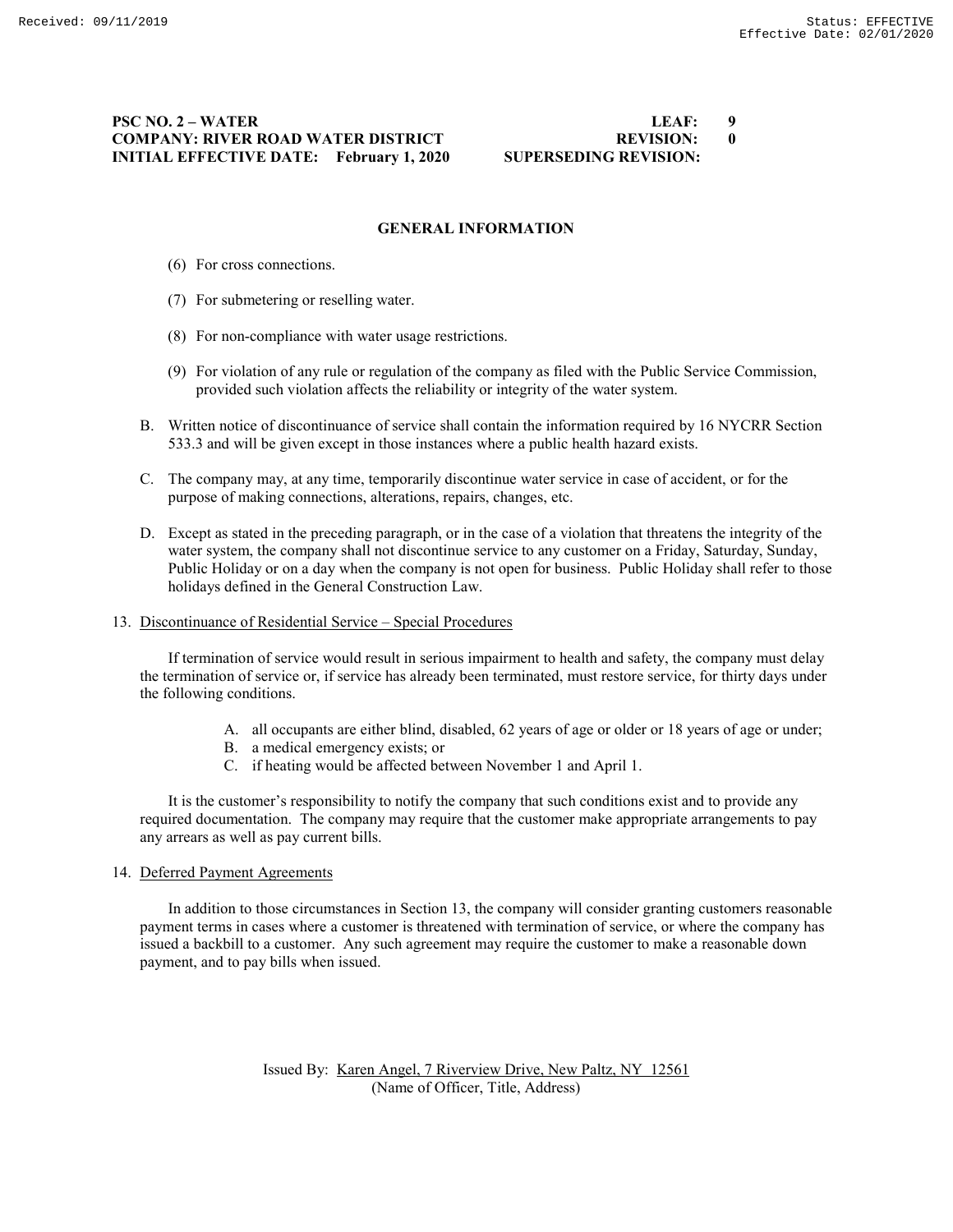## GENERAL INFORMATION

(6) For cross connections.

(7) For submetering or reselling water.

(8) For non-compliance with water usage restrictions.

(9) For violation of any rule or regulation of the company as filed with the Public Service Commission, provided such violation affects the reliability or integrity of the water system.

B. Written notice of discontinuance of service shall contain the information required by 16 NYCRR Section 533.3 and will be given except in those instances where a public health hazard exists.

C. The company may, at any time, temporarily discontinue water service in case of accident, or for the purpose of making connections, alterations, repairs, changes, etc.

D. Except as stated in the preceding paragraph, or in the case of a violation that threatens the integrity of the water system, the company shall not discontinue service to any customer on a Friday, Saturday, Sunday, Public Holiday or on a day when the company is not open for business. Public Holiday shall refer to those holidays defined in the General Construction Law.

13. Discontinuance of Residential Service – Special Procedures

If termination of service would result in serious impairment to health and safety, the company must delay the termination of service or, if service has already been terminated, must restore service, for thirty days under the following conditions.

A. all occupants are either blind, disabled, 62 years of age or older or 18 years of age or under;
B. a medical emergency exists; or
C. if heating would be affected between November 1 and April 1.

It is the customer's responsibility to notify the company that such conditions exist and to provide any required documentation. The company may require that the customer make appropriate arrangements to pay any arrears as well as pay current bills.

14. Deferred Payment Agreements

In addition to those circumstances in Section 13, the company will consider granting customers reasonable payment terms in cases where a customer is threatened with termination of service, or where the company has issued a backbill to a customer. Any such agreement may require the customer to make a reasonable down payment, and to pay bills when issued.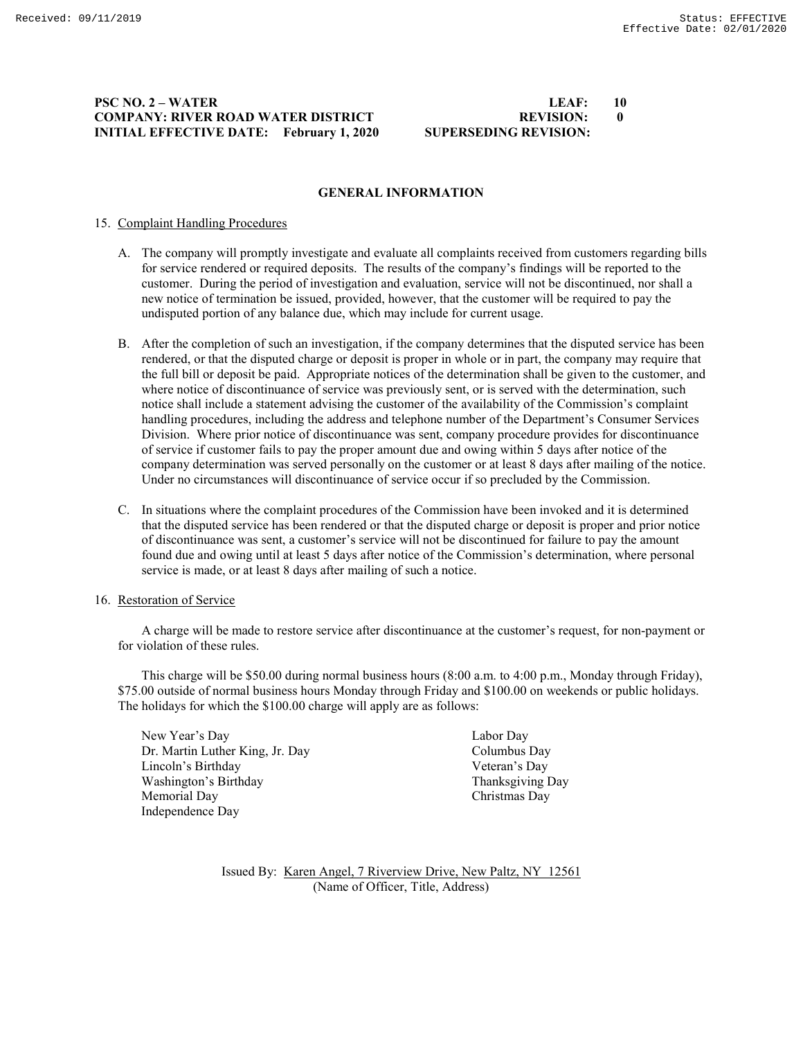**PSC NO. 2 – WATER** **LEAF: 10**
**COMPANY: RIVER ROAD WATER DISTRICT** **REVISION: 0**
**INITIAL EFFECTIVE DATE: February 1, 2020** **SUPERSEDING REVISION:**

## GENERAL INFORMATION

15. Complaint Handling Procedures

    A. The company will promptly investigate and evaluate all complaints received from customers regarding bills for service rendered or required deposits. The results of the company's findings will be reported to the customer. During the period of investigation and evaluation, service will not be discontinued, nor shall a new notice of termination be issued, provided, however, that the customer will be required to pay the undisputed portion of any balance due, which may include for current usage.

    B. After the completion of such an investigation, if the company determines that the disputed service has been rendered, or that the disputed charge or deposit is proper in whole or in part, the company may require that the full bill or deposit be paid. Appropriate notices of the determination shall be given to the customer, and where notice of discontinuance of service was previously sent, or is served with the determination, such notice shall include a statement advising the customer of the availability of the Commission's complaint handling procedures, including the address and telephone number of the Department's Consumer Services Division. Where prior notice of discontinuance was sent, company procedure provides for discontinuance of service if customer fails to pay the proper amount due and owing within 5 days after notice of the company determination was served personally on the customer or at least 8 days after mailing of the notice. Under no circumstances will discontinuance of service occur if so precluded by the Commission.

    C. In situations where the complaint procedures of the Commission have been invoked and it is determined that the disputed service has been rendered or that the disputed charge or deposit is proper and prior notice of discontinuance was sent, a customer's service will not be discontinued for failure to pay the amount found due and owing until at least 5 days after notice of the Commission's determination, where personal service is made, or at least 8 days after mailing of such a notice.

16. Restoration of Service

    A charge will be made to restore service after discontinuance at the customer's request, for non-payment or for violation of these rules.

    This charge will be $50.00 during normal business hours (8:00 a.m. to 4:00 p.m., Monday through Friday), $75.00 outside of normal business hours Monday through Friday and $100.00 on weekends or public holidays. The holidays for which the $100.00 charge will apply are as follows:

    - New Year's Day
    - Dr. Martin Luther King, Jr. Day
    - Lincoln's Birthday
    - Washington's Birthday
    - Memorial Day
    - Independence Day
    - Labor Day
    - Columbus Day
    - Veteran's Day
    - Thanksgiving Day
    - Christmas Day

Issued By: Karen Angel, 7 Riverview Drive, New Paltz, NY 12561
(Name of Officer, Title, Address)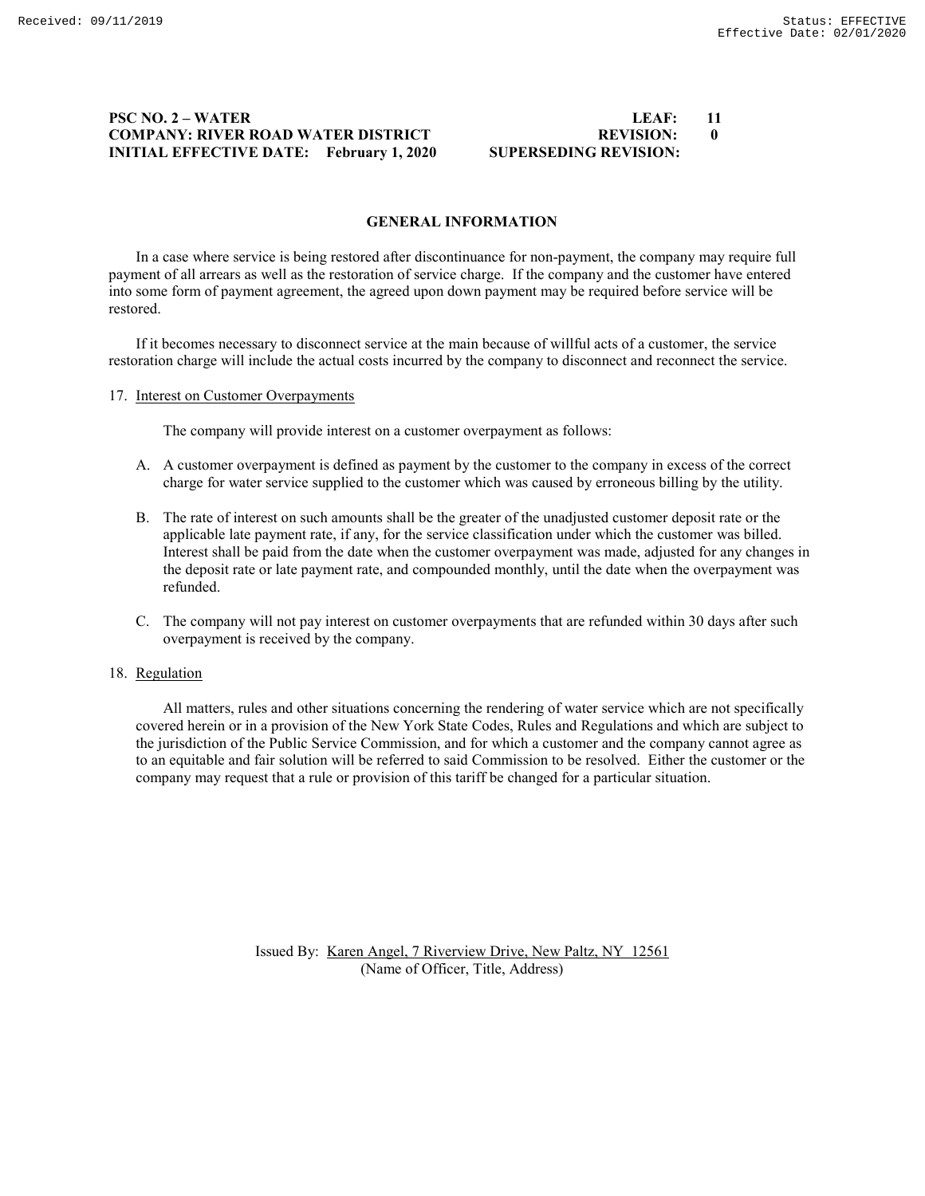**PSC NO. 2 – WATER** | **LEAF: 11**
**COMPANY: RIVER ROAD WATER DISTRICT** | **REVISION: 0**
**INITIAL EFFECTIVE DATE: February 1, 2020** | **SUPERSEDING REVISION:**

## GENERAL INFORMATION

In a case where service is being restored after discontinuance for non-payment, the company may require full payment of all arrears as well as the restoration of service charge. If the company and the customer have entered into some form of payment agreement, the agreed upon down payment may be required before service will be restored.

If it becomes necessary to disconnect service at the main because of willful acts of a customer, the service restoration charge will include the actual costs incurred by the company to disconnect and reconnect the service.

17. Interest on Customer Overpayments

    The company will provide interest on a customer overpayment as follows:

    A. A customer overpayment is defined as payment by the customer to the company in excess of the correct charge for water service supplied to the customer which was caused by erroneous billing by the utility.

    B. The rate of interest on such amounts shall be the greater of the unadjusted customer deposit rate or the applicable late payment rate, if any, for the service classification under which the customer was billed. Interest shall be paid from the date when the customer overpayment was made, adjusted for any changes in the deposit rate or late payment rate, and compounded monthly, until the date when the overpayment was refunded.

    C. The company will not pay interest on customer overpayments that are refunded within 30 days after such overpayment is received by the company.

18. Regulation

    All matters, rules and other situations concerning the rendering of water service which are not specifically covered herein or in a provision of the New York State Codes, Rules and Regulations and which are subject to the jurisdiction of the Public Service Commission, and for which a customer and the company cannot agree as to an equitable and fair solution will be referred to said Commission to be resolved. Either the customer or the company may request that a rule or provision of this tariff be changed for a particular situation.

Issued By: Karen Angel, 7 Riverview Drive, New Paltz, NY 12561
(Name of Officer, Title, Address)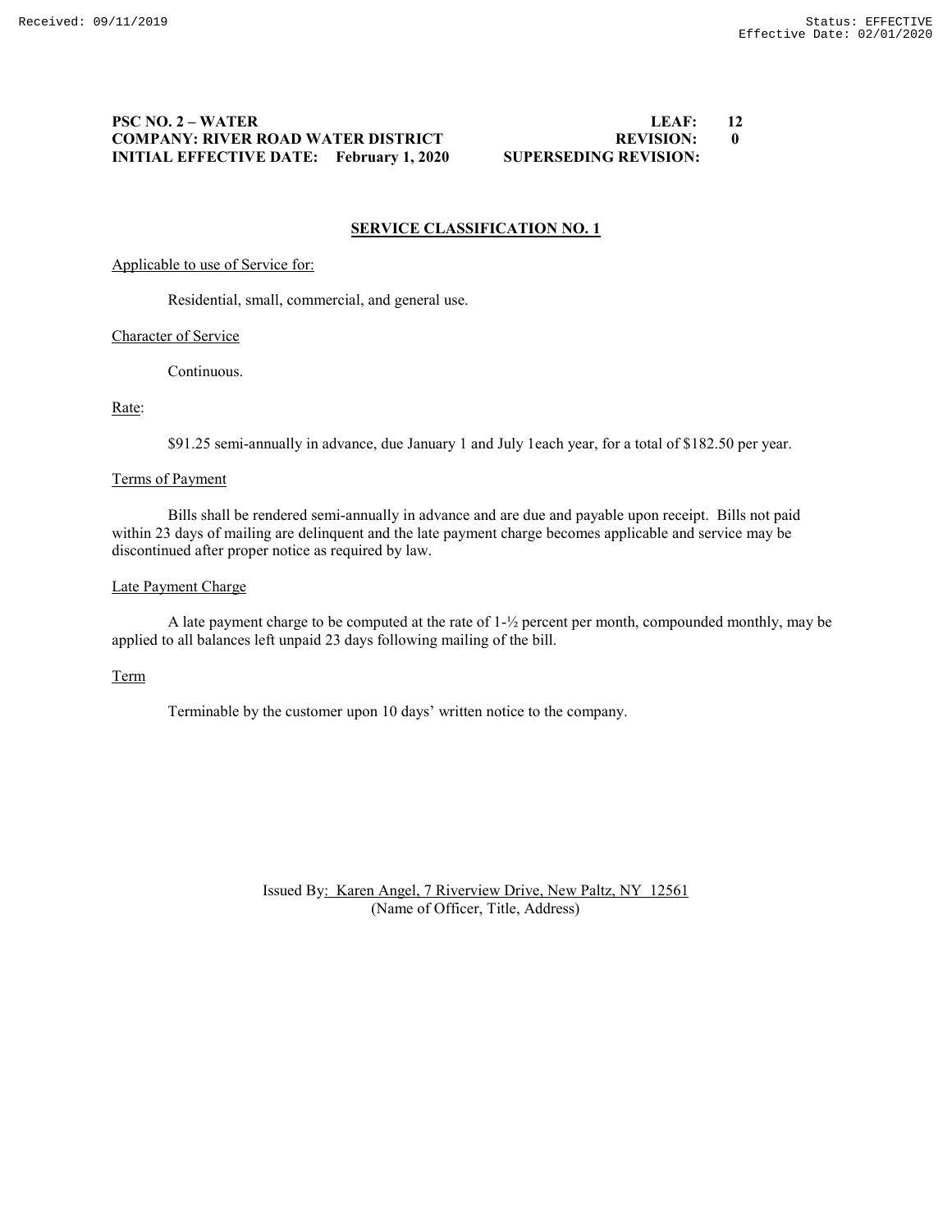Received: 09/11/2019 Status: EFFECTIVE
Effective Date: 02/01/2020

**PSC NO. 2 – WATER** **LEAF: 12**
**COMPANY: RIVER ROAD WATER DISTRICT** **REVISION: 0**
**INITIAL EFFECTIVE DATE: February 1, 2020** **SUPERSEDING REVISION:**

## SERVICE CLASSIFICATION NO. 1

Applicable to use of Service for:

Residential, small, commercial, and general use.

Character of Service

Continuous.

Rate:

$91.25 semi-annually in advance, due January 1 and July 1each year, for a total of $182.50 per year.

Terms of Payment

Bills shall be rendered semi-annually in advance and are due and payable upon receipt. Bills not paid within 23 days of mailing are delinquent and the late payment charge becomes applicable and service may be discontinued after proper notice as required by law.

Late Payment Charge

A late payment charge to be computed at the rate of 1-½ percent per month, compounded monthly, may be applied to all balances left unpaid 23 days following mailing of the bill.

Term

Terminable by the customer upon 10 days' written notice to the company.

Issued By: Karen Angel, 7 Riverview Drive, New Paltz, NY 12561
(Name of Officer, Title, Address)